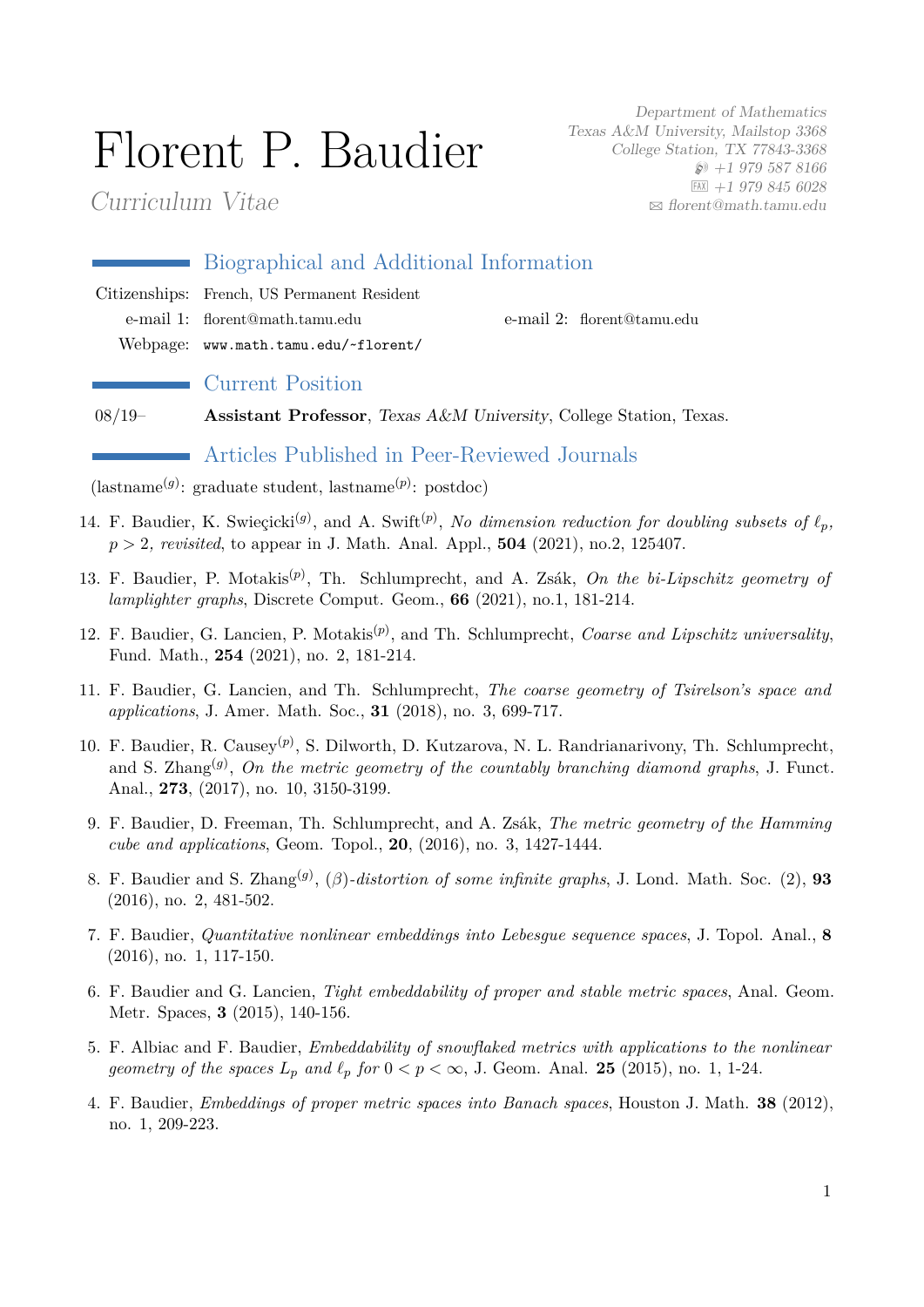# Florent P. Baudier

*Curriculum Vitae*

*Department of Mathematics*
*Texas A&M University, Mailstop 3368*
*College Station, TX 77843-3368*
*+1 979 587 8166*
*FAX +1 979 845 6028*
*florent@math.tamu.edu*

## Biographical and Additional Information

Citizenships: French, US Permanent Resident
e-mail 1: florent@math.tamu.edu  e-mail 2: florent@tamu.edu
Webpage: `www.math.tamu.edu/~florent/`

## Current Position

08/19– **Assistant Professor**, *Texas A&M University*, College Station, Texas.

## Articles Published in Peer-Reviewed Journals

(lastname$^{(g)}$: graduate student, lastname$^{(p)}$: postdoc)

14. F. Baudier, K. Swieçicki$^{(g)}$, and A. Swift$^{(p)}$, *No dimension reduction for doubling subsets of $\ell_p$, $p > 2$, revisited*, to appear in J. Math. Anal. Appl., **504** (2021), no.2, 125407.

13. F. Baudier, P. Motakis$^{(p)}$, Th. Schlumprecht, and A. Zsák, *On the bi-Lipschitz geometry of lamplighter graphs*, Discrete Comput. Geom., **66** (2021), no.1, 181-214.

12. F. Baudier, G. Lancien, P. Motakis$^{(p)}$, and Th. Schlumprecht, *Coarse and Lipschitz universality*, Fund. Math., **254** (2021), no. 2, 181-214.

11. F. Baudier, G. Lancien, and Th. Schlumprecht, *The coarse geometry of Tsirelson's space and applications*, J. Amer. Math. Soc., **31** (2018), no. 3, 699-717.

10. F. Baudier, R. Causey$^{(p)}$, S. Dilworth, D. Kutzarova, N. L. Randrianarivony, Th. Schlumprecht, and S. Zhang$^{(g)}$, *On the metric geometry of the countably branching diamond graphs*, J. Funct. Anal., **273**, (2017), no. 10, 3150-3199.

9. F. Baudier, D. Freeman, Th. Schlumprecht, and A. Zsák, *The metric geometry of the Hamming cube and applications*, Geom. Topol., **20**, (2016), no. 3, 1427-1444.

8. F. Baudier and S. Zhang$^{(g)}$, *$(\beta)$-distortion of some infinite graphs*, J. Lond. Math. Soc. (2), **93** (2016), no. 2, 481-502.

7. F. Baudier, *Quantitative nonlinear embeddings into Lebesgue sequence spaces*, J. Topol. Anal., **8** (2016), no. 1, 117-150.

6. F. Baudier and G. Lancien, *Tight embeddability of proper and stable metric spaces*, Anal. Geom. Metr. Spaces, **3** (2015), 140-156.

5. F. Albiac and F. Baudier, *Embeddability of snowflaked metrics with applications to the nonlinear geometry of the spaces $L_p$ and $\ell_p$ for $0 < p < \infty$*, J. Geom. Anal. **25** (2015), no. 1, 1-24.

4. F. Baudier, *Embeddings of proper metric spaces into Banach spaces*, Houston J. Math. **38** (2012), no. 1, 209-223.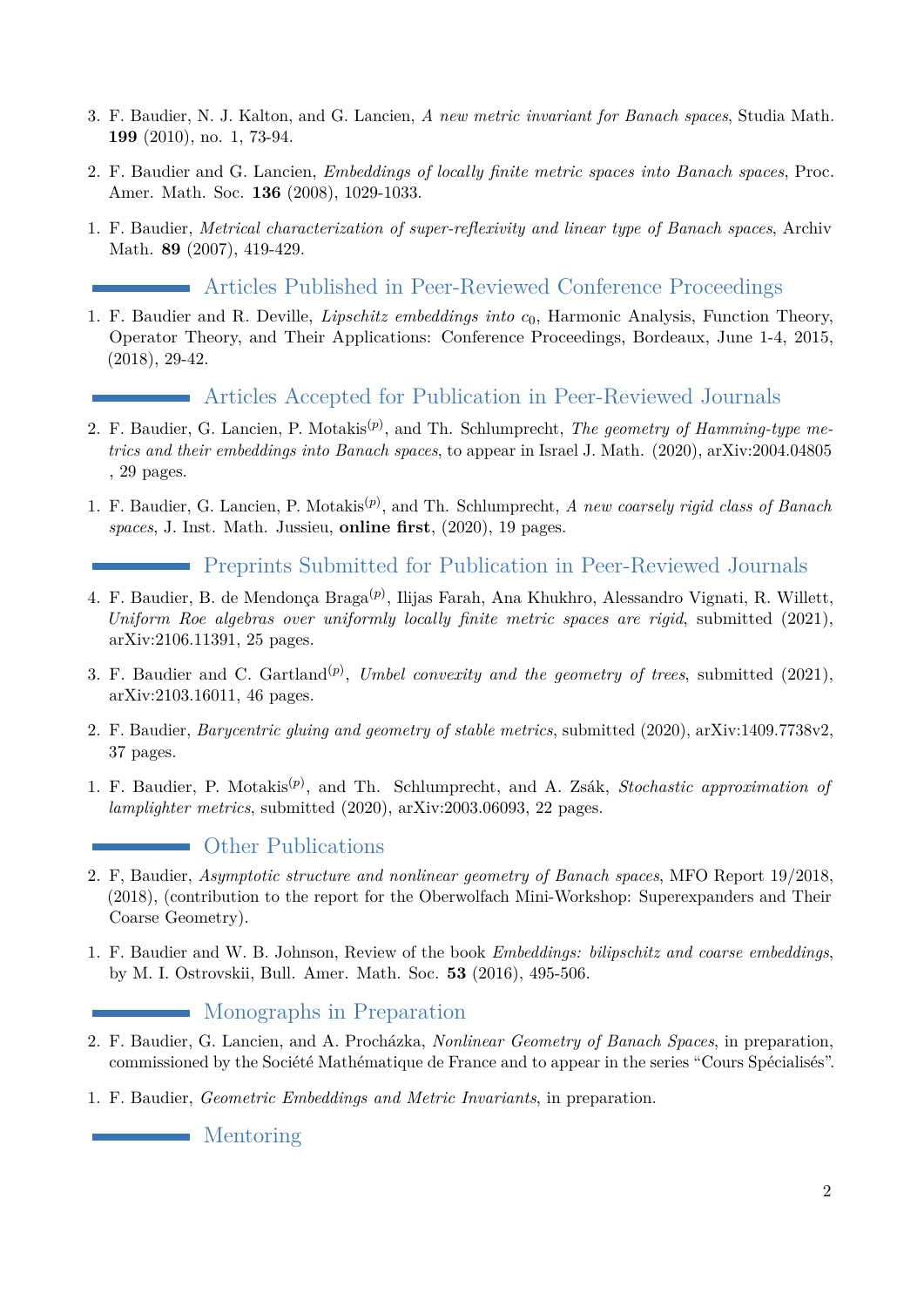3. F. Baudier, N. J. Kalton, and G. Lancien, *A new metric invariant for Banach spaces*, Studia Math. **199** (2010), no. 1, 73-94.

2. F. Baudier and G. Lancien, *Embeddings of locally finite metric spaces into Banach spaces*, Proc. Amer. Math. Soc. **136** (2008), 1029-1033.

1. F. Baudier, *Metrical characterization of super-reflexivity and linear type of Banach spaces*, Archiv Math. **89** (2007), 419-429.

## Articles Published in Peer-Reviewed Conference Proceedings

1. F. Baudier and R. Deville, *Lipschitz embeddings into $c_0$*, Harmonic Analysis, Function Theory, Operator Theory, and Their Applications: Conference Proceedings, Bordeaux, June 1-4, 2015, (2018), 29-42.

## Articles Accepted for Publication in Peer-Reviewed Journals

2. F. Baudier, G. Lancien, P. Motakis$^{(p)}$, and Th. Schlumprecht, *The geometry of Hamming-type metrics and their embeddings into Banach spaces*, to appear in Israel J. Math. (2020), arXiv:2004.04805 , 29 pages.

1. F. Baudier, G. Lancien, P. Motakis$^{(p)}$, and Th. Schlumprecht, *A new coarsely rigid class of Banach spaces*, J. Inst. Math. Jussieu, **online first**, (2020), 19 pages.

## Preprints Submitted for Publication in Peer-Reviewed Journals

4. F. Baudier, B. de Mendonça Braga$^{(p)}$, Ilijas Farah, Ana Khukhro, Alessandro Vignati, R. Willett, *Uniform Roe algebras over uniformly locally finite metric spaces are rigid*, submitted (2021), arXiv:2106.11391, 25 pages.

3. F. Baudier and C. Gartland$^{(p)}$, *Umbel convexity and the geometry of trees*, submitted (2021), arXiv:2103.16011, 46 pages.

2. F. Baudier, *Barycentric gluing and geometry of stable metrics*, submitted (2020), arXiv:1409.7738v2, 37 pages.

1. F. Baudier, P. Motakis$^{(p)}$, and Th. Schlumprecht, and A. Zsák, *Stochastic approximation of lamplighter metrics*, submitted (2020), arXiv:2003.06093, 22 pages.

## Other Publications

2. F, Baudier, *Asymptotic structure and nonlinear geometry of Banach spaces*, MFO Report 19/2018, (2018), (contribution to the report for the Oberwolfach Mini-Workshop: Superexpanders and Their Coarse Geometry).

1. F. Baudier and W. B. Johnson, Review of the book *Embeddings: bilipschitz and coarse embeddings*, by M. I. Ostrovskii, Bull. Amer. Math. Soc. **53** (2016), 495-506.

## Monographs in Preparation

2. F. Baudier, G. Lancien, and A. Procházka, *Nonlinear Geometry of Banach Spaces*, in preparation, commissioned by the Société Mathématique de France and to appear in the series "Cours Spécialisés".

1. F. Baudier, *Geometric Embeddings and Metric Invariants*, in preparation.

## Mentoring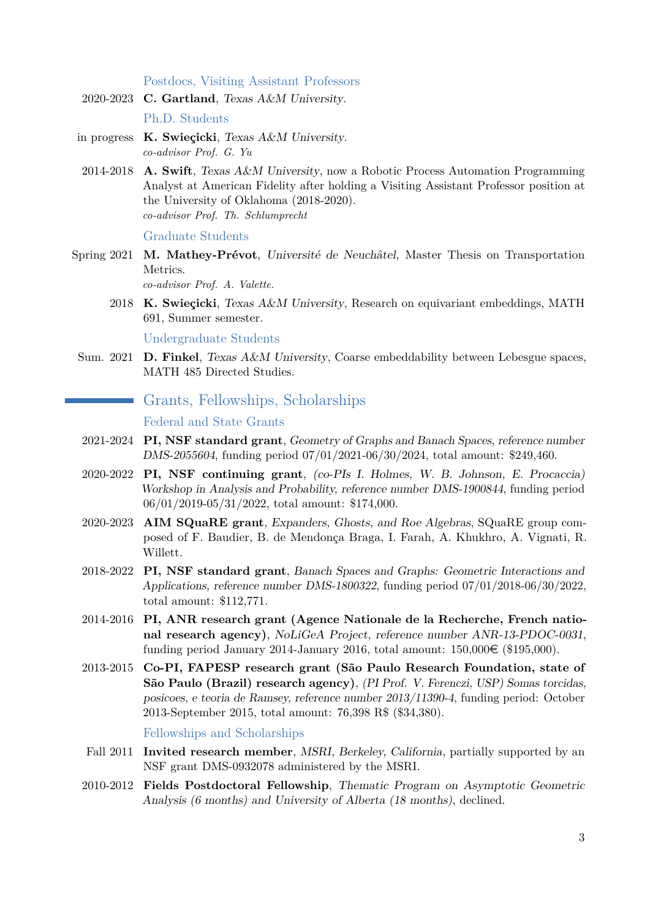### Postdocs, Visiting Assistant Professors

2020-2023 **C. Gartland**, *Texas A&M University*.

### Ph.D. Students

in progress **K. Swieçicki**, *Texas A&M University*.
*co-advisor Prof. G. Yu*

2014-2018 **A. Swift**, *Texas A&M University*, now a Robotic Process Automation Programming Analyst at American Fidelity after holding a Visiting Assistant Professor position at the University of Oklahoma (2018-2020).
*co-advisor Prof. Th. Schlumprecht*

### Graduate Students

Spring 2021 **M. Mathey-Prévot**, *Université de Neuchâtel*, Master Thesis on Transportation Metrics.
*co-advisor Prof. A. Valette.*

2018 **K. Swieçicki**, *Texas A&M University*, Research on equivariant embeddings, MATH 691, Summer semester.

### Undergraduate Students

Sum. 2021 **D. Finkel**, *Texas A&M University*, Coarse embeddability between Lebesgue spaces, MATH 485 Directed Studies.

## Grants, Fellowships, Scholarships

### Federal and State Grants

2021-2024 **PI, NSF standard grant**, *Geometry of Graphs and Banach Spaces, reference number DMS-2055604*, funding period 07/01/2021-06/30/2024, total amount: $249,460.

2020-2022 **PI, NSF continuing grant**, *(co-PIs I. Holmes, W. B. Johnson, E. Procaccia) Workshop in Analysis and Probability, reference number DMS-1900844*, funding period 06/01/2019-05/31/2022, total amount: $174,000.

2020-2023 **AIM SQuaRE grant**, *Expanders, Ghosts, and Roe Algebras*, SQuaRE group composed of F. Baudier, B. de Mendonça Braga, I. Farah, A. Khukhro, A. Vignati, R. Willett.

2018-2022 **PI, NSF standard grant**, *Banach Spaces and Graphs: Geometric Interactions and Applications, reference number DMS-1800322*, funding period 07/01/2018-06/30/2022, total amount: $112,771.

2014-2016 **PI, ANR research grant (Agence Nationale de la Recherche, French national research agency)**, *NoLiGeA Project, reference number ANR-13-PDOC-0031*, funding period January 2014-January 2016, total amount: 150,000€ ($195,000).

2013-2015 **Co-PI, FAPESP research grant (São Paulo Research Foundation, state of São Paulo (Brazil) research agency)**, *(PI Prof. V. Ferenczi, USP) Somas torcidas, posicoes, e teoria de Ramsey, reference number 2013/11390-4*, funding period: October 2013-September 2015, total amount: 76,398 R$ ($34,380).

### Fellowships and Scholarships

Fall 2011 **Invited research member**, *MSRI, Berkeley, California*, partially supported by an NSF grant DMS-0932078 administered by the MSRI.

2010-2012 **Fields Postdoctoral Fellowship**, *Thematic Program on Asymptotic Geometric Analysis (6 months) and University of Alberta (18 months)*, declined.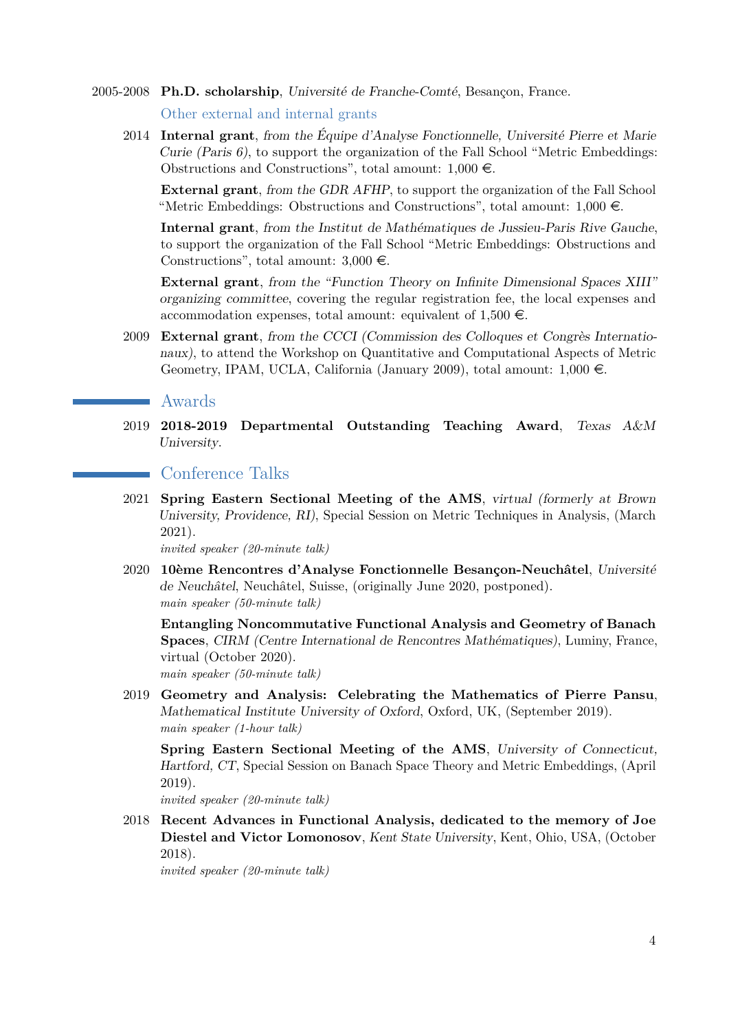2005-2008 **Ph.D. scholarship**, *Université de Franche-Comté*, Besançon, France.

### Other external and internal grants

2014 **Internal grant**, *from the Équipe d'Analyse Fonctionnelle, Université Pierre et Marie Curie (Paris 6)*, to support the organization of the Fall School "Metric Embeddings: Obstructions and Constructions", total amount: 1,000 €.

**External grant**, *from the GDR AFHP*, to support the organization of the Fall School "Metric Embeddings: Obstructions and Constructions", total amount: 1,000 €.

**Internal grant**, *from the Institut de Mathématiques de Jussieu-Paris Rive Gauche*, to support the organization of the Fall School "Metric Embeddings: Obstructions and Constructions", total amount: 3,000 €.

**External grant**, *from the "Function Theory on Infinite Dimensional Spaces XIII" organizing committee*, covering the regular registration fee, the local expenses and accommodation expenses, total amount: equivalent of 1,500 €.

2009 **External grant**, *from the CCCI (Commission des Colloques et Congrès Internationaux)*, to attend the Workshop on Quantitative and Computational Aspects of Metric Geometry, IPAM, UCLA, California (January 2009), total amount: 1,000 €.

## Awards

2019 **2018-2019 Departmental Outstanding Teaching Award**, *Texas A&M University*.

## Conference Talks

2021 **Spring Eastern Sectional Meeting of the AMS**, *virtual (formerly at Brown University, Providence, RI)*, Special Session on Metric Techniques in Analysis, (March 2021).
*invited speaker (20-minute talk)*

2020 **10ème Rencontres d'Analyse Fonctionnelle Besançon-Neuchâtel**, *Université de Neuchâtel*, Neuchâtel, Suisse, (originally June 2020, postponed).
*main speaker (50-minute talk)*

**Entangling Noncommutative Functional Analysis and Geometry of Banach Spaces**, *CIRM (Centre International de Rencontres Mathématiques)*, Luminy, France, virtual (October 2020).
*main speaker (50-minute talk)*

2019 **Geometry and Analysis: Celebrating the Mathematics of Pierre Pansu**, *Mathematical Institute University of Oxford*, Oxford, UK, (September 2019).
*main speaker (1-hour talk)*

**Spring Eastern Sectional Meeting of the AMS**, *University of Connecticut, Hartford, CT*, Special Session on Banach Space Theory and Metric Embeddings, (April 2019).
*invited speaker (20-minute talk)*

2018 **Recent Advances in Functional Analysis, dedicated to the memory of Joe Diestel and Victor Lomonosov**, *Kent State University*, Kent, Ohio, USA, (October 2018).
*invited speaker (20-minute talk)*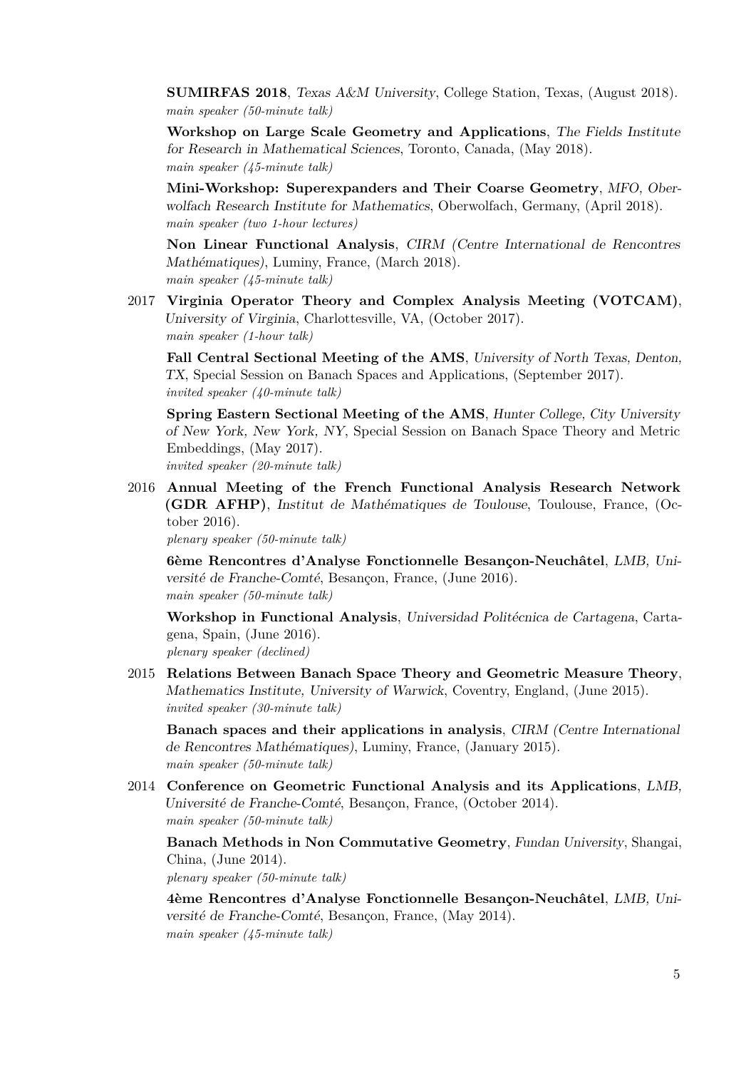**SUMIRFAS 2018**, *Texas A&M University*, College Station, Texas, (August 2018).
*main speaker (50-minute talk)*

**Workshop on Large Scale Geometry and Applications**, *The Fields Institute for Research in Mathematical Sciences*, Toronto, Canada, (May 2018).
*main speaker (45-minute talk)*

**Mini-Workshop: Superexpanders and Their Coarse Geometry**, *MFO, Oberwolfach Research Institute for Mathematics*, Oberwolfach, Germany, (April 2018).
*main speaker (two 1-hour lectures)*

**Non Linear Functional Analysis**, *CIRM (Centre International de Rencontres Mathématiques)*, Luminy, France, (March 2018).
*main speaker (45-minute talk)*

2017 **Virginia Operator Theory and Complex Analysis Meeting (VOTCAM)**, *University of Virginia*, Charlottesville, VA, (October 2017).
*main speaker (1-hour talk)*

**Fall Central Sectional Meeting of the AMS**, *University of North Texas, Denton, TX*, Special Session on Banach Spaces and Applications, (September 2017).
*invited speaker (40-minute talk)*

**Spring Eastern Sectional Meeting of the AMS**, *Hunter College, City University of New York, New York, NY*, Special Session on Banach Space Theory and Metric Embeddings, (May 2017).
*invited speaker (20-minute talk)*

2016 **Annual Meeting of the French Functional Analysis Research Network (GDR AFHP)**, *Institut de Mathématiques de Toulouse*, Toulouse, France, (October 2016).
*plenary speaker (50-minute talk)*

**6ème Rencontres d'Analyse Fonctionnelle Besançon-Neuchâtel**, *LMB, Université de Franche-Comté*, Besançon, France, (June 2016).
*main speaker (50-minute talk)*

**Workshop in Functional Analysis**, *Universidad Politécnica de Cartagena*, Cartagena, Spain, (June 2016).
*plenary speaker (declined)*

2015 **Relations Between Banach Space Theory and Geometric Measure Theory**, *Mathematics Institute, University of Warwick*, Coventry, England, (June 2015).
*invited speaker (30-minute talk)*

**Banach spaces and their applications in analysis**, *CIRM (Centre International de Rencontres Mathématiques)*, Luminy, France, (January 2015).
*main speaker (50-minute talk)*

2014 **Conference on Geometric Functional Analysis and its Applications**, *LMB, Université de Franche-Comté*, Besançon, France, (October 2014).
*main speaker (50-minute talk)*

**Banach Methods in Non Commutative Geometry**, *Fundan University*, Shangai, China, (June 2014).
*plenary speaker (50-minute talk)*

**4ème Rencontres d'Analyse Fonctionnelle Besançon-Neuchâtel**, *LMB, Université de Franche-Comté*, Besançon, France, (May 2014).
*main speaker (45-minute talk)*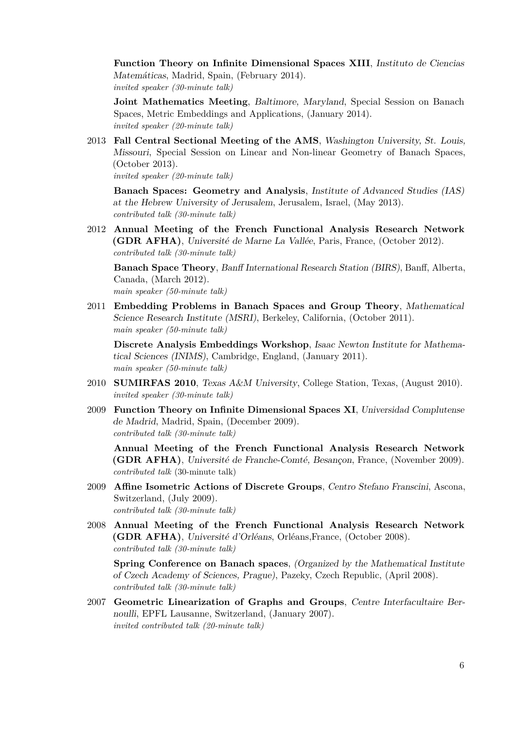**Function Theory on Infinite Dimensional Spaces XIII**, *Instituto de Ciencias Matemáticas*, Madrid, Spain, (February 2014).
*invited speaker (30-minute talk)*

**Joint Mathematics Meeting**, *Baltimore, Maryland*, Special Session on Banach Spaces, Metric Embeddings and Applications, (January 2014).
*invited speaker (20-minute talk)*

2013 **Fall Central Sectional Meeting of the AMS**, *Washington University, St. Louis, Missouri*, Special Session on Linear and Non-linear Geometry of Banach Spaces, (October 2013).
*invited speaker (20-minute talk)*

**Banach Spaces: Geometry and Analysis**, *Institute of Advanced Studies (IAS) at the Hebrew University of Jerusalem*, Jerusalem, Israel, (May 2013).
*contributed talk (30-minute talk)*

2012 **Annual Meeting of the French Functional Analysis Research Network (GDR AFHA)**, *Université de Marne La Vallée*, Paris, France, (October 2012).
*contributed talk (30-minute talk)*

**Banach Space Theory**, *Banff International Research Station (BIRS)*, Banff, Alberta, Canada, (March 2012).
*main speaker (50-minute talk)*

2011 **Embedding Problems in Banach Spaces and Group Theory**, *Mathematical Science Research Institute (MSRI)*, Berkeley, California, (October 2011).
*main speaker (50-minute talk)*

**Discrete Analysis Embeddings Workshop**, *Isaac Newton Institute for Mathematical Sciences (INIMS)*, Cambridge, England, (January 2011).
*main speaker (50-minute talk)*

2010 **SUMIRFAS 2010**, *Texas A&M University*, College Station, Texas, (August 2010).
*invited speaker (30-minute talk)*

2009 **Function Theory on Infinite Dimensional Spaces XI**, *Universidad Complutense de Madrid*, Madrid, Spain, (December 2009).
*contributed talk (30-minute talk)*

**Annual Meeting of the French Functional Analysis Research Network (GDR AFHA)**, *Université de Franche-Comté, Besançon*, France, (November 2009).
*contributed talk* (30-minute talk)

2009 **Affine Isometric Actions of Discrete Groups**, *Centro Stefano Franscini*, Ascona, Switzerland, (July 2009).
*contributed talk (30-minute talk)*

2008 **Annual Meeting of the French Functional Analysis Research Network (GDR AFHA)**, *Université d'Orléans*, Orléans,France, (October 2008).
*contributed talk (30-minute talk)*

**Spring Conference on Banach spaces**, *(Organized by the Mathematical Institute of Czech Academy of Sciences, Prague)*, Pazeky, Czech Republic, (April 2008).
*contributed talk (30-minute talk)*

2007 **Geometric Linearization of Graphs and Groups**, *Centre Interfacultaire Bernoulli*, EPFL Lausanne, Switzerland, (January 2007).
*invited contributed talk (20-minute talk)*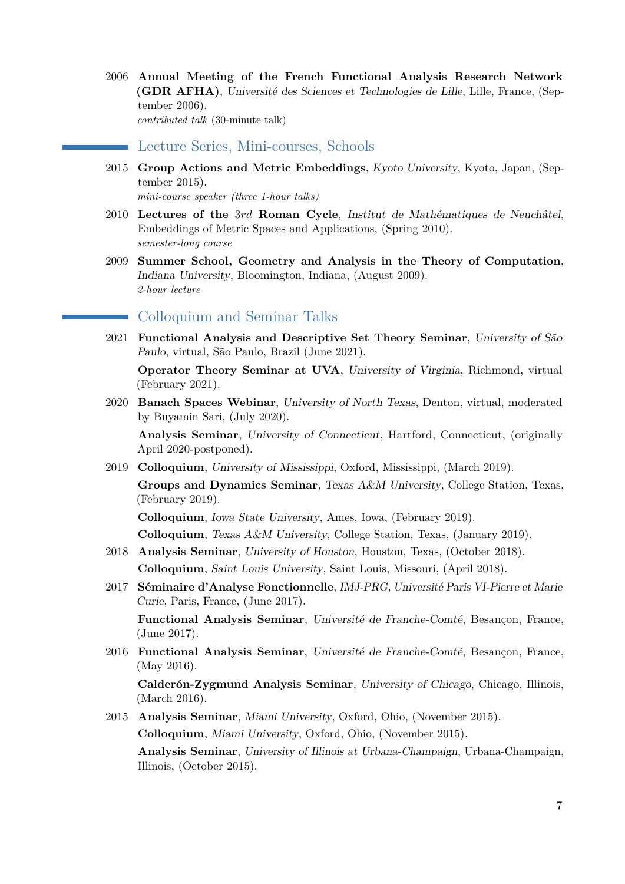2006 **Annual Meeting of the French Functional Analysis Research Network (GDR AFHA)**, *Université des Sciences et Technologies de Lille*, Lille, France, (September 2006).
*contributed talk* (30-minute talk)

## Lecture Series, Mini-courses, Schools

2015 **Group Actions and Metric Embeddings**, *Kyoto University*, Kyoto, Japan, (September 2015).
*mini-course speaker (three 1-hour talks)*

2010 **Lectures of the** *3rd* **Roman Cycle**, *Institut de Mathématiques de Neuchâtel*, Embeddings of Metric Spaces and Applications, (Spring 2010).
*semester-long course*

2009 **Summer School, Geometry and Analysis in the Theory of Computation**, *Indiana University*, Bloomington, Indiana, (August 2009).
*2-hour lecture*

## Colloquium and Seminar Talks

2021 **Functional Analysis and Descriptive Set Theory Seminar**, *University of São Paulo*, virtual, São Paulo, Brazil (June 2021).

**Operator Theory Seminar at UVA**, *University of Virginia*, Richmond, virtual (February 2021).

2020 **Banach Spaces Webinar**, *University of North Texas*, Denton, virtual, moderated by Buyamin Sari, (July 2020).

**Analysis Seminar**, *University of Connecticut*, Hartford, Connecticut, (originally April 2020-postponed).

2019 **Colloquium**, *University of Mississippi*, Oxford, Mississippi, (March 2019).

**Groups and Dynamics Seminar**, *Texas A&M University*, College Station, Texas, (February 2019).

**Colloquium**, *Iowa State University*, Ames, Iowa, (February 2019).

**Colloquium**, *Texas A&M University*, College Station, Texas, (January 2019).

2018 **Analysis Seminar**, *University of Houston*, Houston, Texas, (October 2018).

**Colloquium**, *Saint Louis University*, Saint Louis, Missouri, (April 2018).

2017 **Séminaire d'Analyse Fonctionnelle**, *IMJ-PRG, Université Paris VI-Pierre et Marie Curie*, Paris, France, (June 2017).

**Functional Analysis Seminar**, *Université de Franche-Comté*, Besançon, France, (June 2017).

2016 **Functional Analysis Seminar**, *Université de Franche-Comté*, Besançon, France, (May 2016).

**Calderón-Zygmund Analysis Seminar**, *University of Chicago*, Chicago, Illinois, (March 2016).

2015 **Analysis Seminar**, *Miami University*, Oxford, Ohio, (November 2015).

**Colloquium**, *Miami University*, Oxford, Ohio, (November 2015).

**Analysis Seminar**, *University of Illinois at Urbana-Champaign*, Urbana-Champaign, Illinois, (October 2015).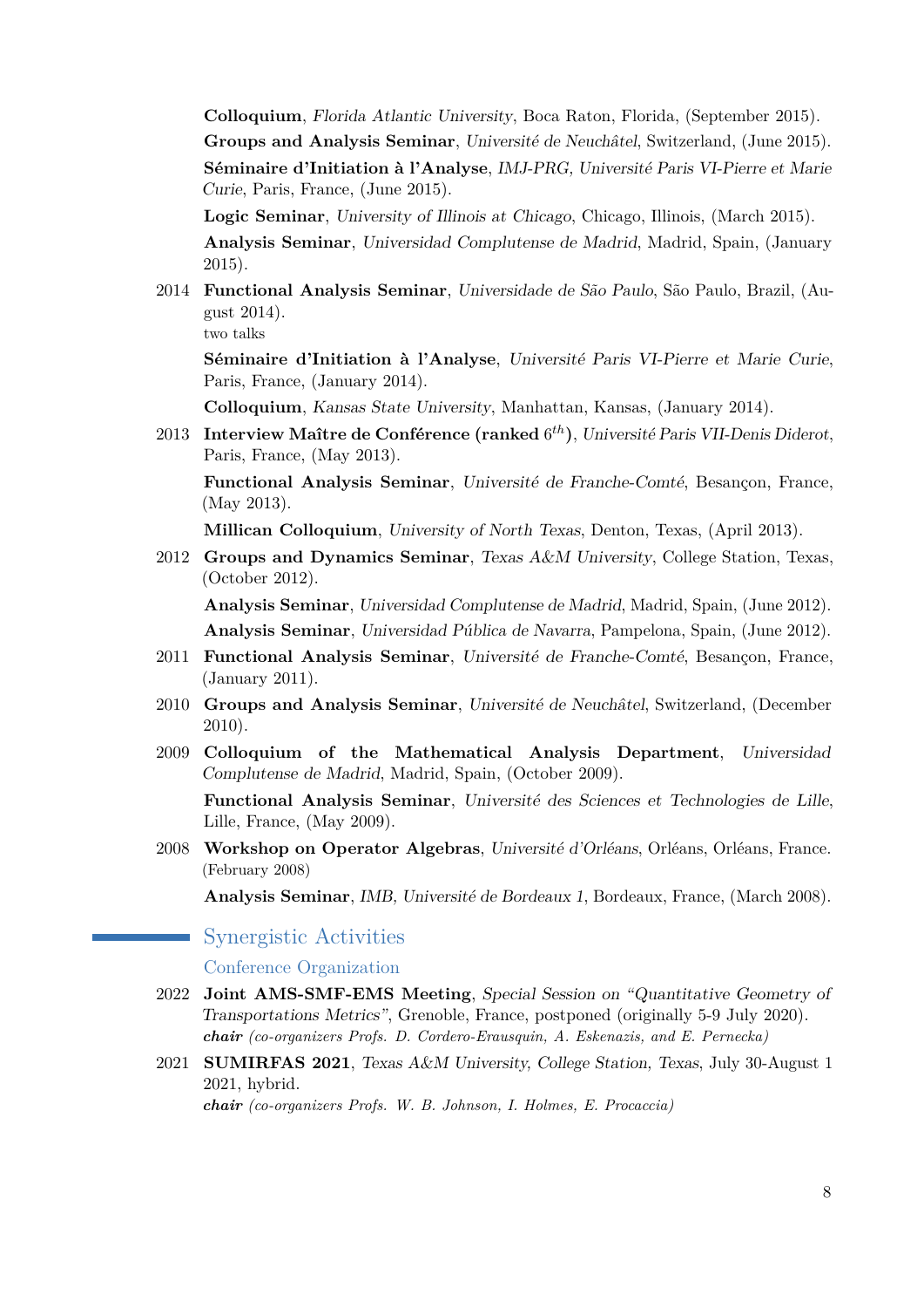**Colloquium**, *Florida Atlantic University*, Boca Raton, Florida, (September 2015).

**Groups and Analysis Seminar**, *Université de Neuchâtel*, Switzerland, (June 2015).

**Séminaire d'Initiation à l'Analyse**, *IMJ-PRG, Université Paris VI-Pierre et Marie Curie*, Paris, France, (June 2015).

**Logic Seminar**, *University of Illinois at Chicago*, Chicago, Illinois, (March 2015).

**Analysis Seminar**, *Universidad Complutense de Madrid*, Madrid, Spain, (January 2015).

2014 **Functional Analysis Seminar**, *Universidade de São Paulo*, São Paulo, Brazil, (August 2014).
two talks

**Séminaire d'Initiation à l'Analyse**, *Université Paris VI-Pierre et Marie Curie*, Paris, France, (January 2014).

**Colloquium**, *Kansas State University*, Manhattan, Kansas, (January 2014).

2013 **Interview Maître de Conférence (ranked $6^{th}$)**, *Université Paris VII-Denis Diderot*, Paris, France, (May 2013).

**Functional Analysis Seminar**, *Université de Franche-Comté*, Besançon, France, (May 2013).

**Millican Colloquium**, *University of North Texas*, Denton, Texas, (April 2013).

2012 **Groups and Dynamics Seminar**, *Texas A&M University*, College Station, Texas, (October 2012).

**Analysis Seminar**, *Universidad Complutense de Madrid*, Madrid, Spain, (June 2012).

**Analysis Seminar**, *Universidad Pública de Navarra*, Pampelona, Spain, (June 2012).

2011 **Functional Analysis Seminar**, *Université de Franche-Comté*, Besançon, France, (January 2011).

2010 **Groups and Analysis Seminar**, *Université de Neuchâtel*, Switzerland, (December 2010).

2009 **Colloquium of the Mathematical Analysis Department**, *Universidad Complutense de Madrid*, Madrid, Spain, (October 2009).

**Functional Analysis Seminar**, *Université des Sciences et Technologies de Lille*, Lille, France, (May 2009).

2008 **Workshop on Operator Algebras**, *Université d'Orléans*, Orléans, Orléans, France. (February 2008)

**Analysis Seminar**, *IMB, Université de Bordeaux 1*, Bordeaux, France, (March 2008).

## Synergistic Activities

### Conference Organization

2022 **Joint AMS-SMF-EMS Meeting**, *Special Session on "Quantitative Geometry of Transportations Metrics"*, Grenoble, France, postponed (originally 5-9 July 2020).
***chair*** *(co-organizers Profs. D. Cordero-Erausquin, A. Eskenazis, and E. Pernecka)*

2021 **SUMIRFAS 2021**, *Texas A&M University, College Station, Texas*, July 30-August 1 2021, hybrid.
***chair*** *(co-organizers Profs. W. B. Johnson, I. Holmes, E. Procaccia)*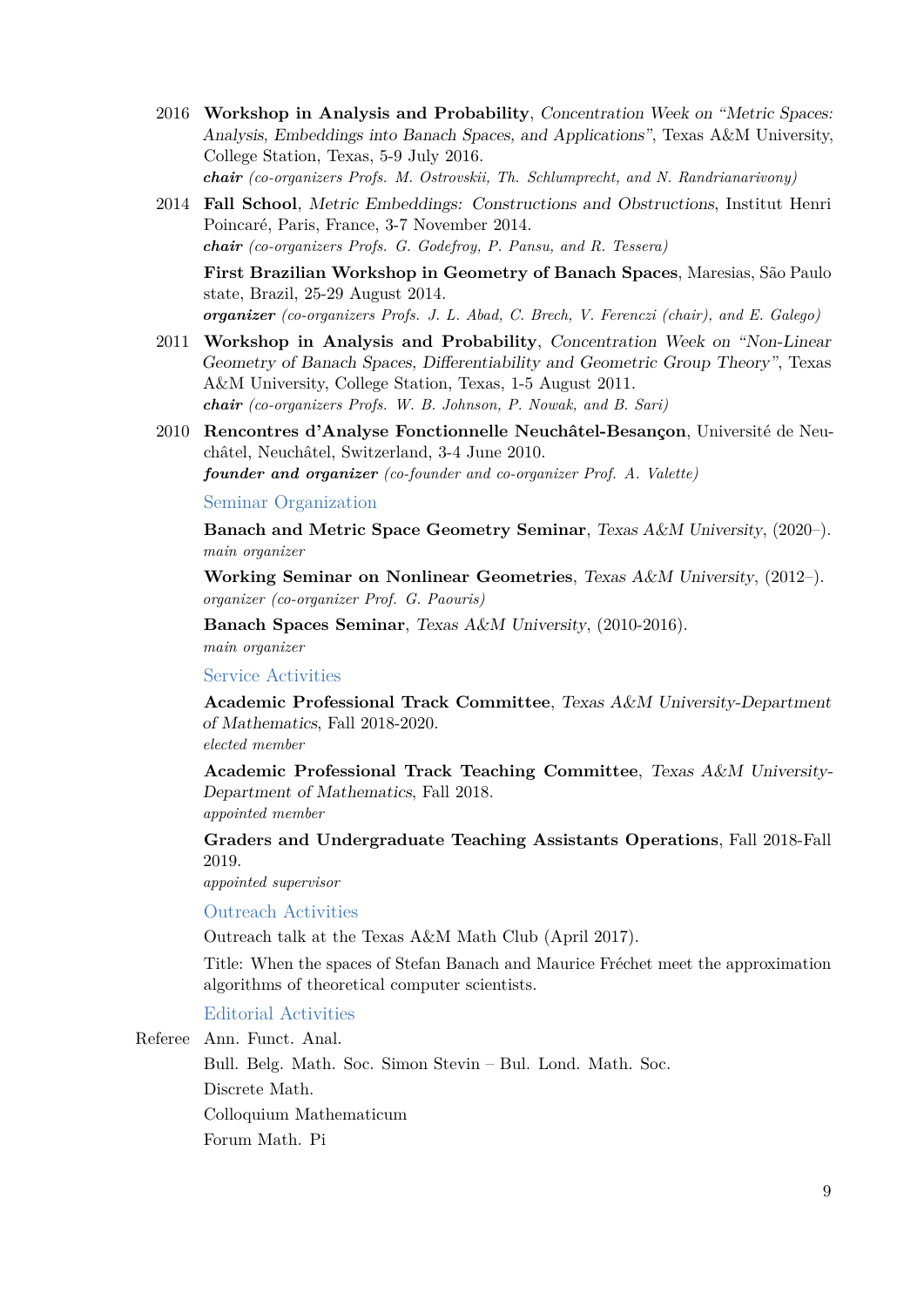2016 **Workshop in Analysis and Probability**, *Concentration Week on "Metric Spaces: Analysis, Embeddings into Banach Spaces, and Applications"*, Texas A&M University, College Station, Texas, 5-9 July 2016.
***chair*** *(co-organizers Profs. M. Ostrovskii, Th. Schlumprecht, and N. Randrianarivony)*

2014 **Fall School**, *Metric Embeddings: Constructions and Obstructions*, Institut Henri Poincaré, Paris, France, 3-7 November 2014.
***chair*** *(co-organizers Profs. G. Godefroy, P. Pansu, and R. Tessera)*

**First Brazilian Workshop in Geometry of Banach Spaces**, Maresias, São Paulo state, Brazil, 25-29 August 2014.
***organizer*** *(co-organizers Profs. J. L. Abad, C. Brech, V. Ferenczi (chair), and E. Galego)*

2011 **Workshop in Analysis and Probability**, *Concentration Week on "Non-Linear Geometry of Banach Spaces, Differentiability and Geometric Group Theory"*, Texas A&M University, College Station, Texas, 1-5 August 2011.
***chair*** *(co-organizers Profs. W. B. Johnson, P. Nowak, and B. Sari)*

2010 **Rencontres d'Analyse Fonctionnelle Neuchâtel-Besançon**, Université de Neuchâtel, Neuchâtel, Switzerland, 3-4 June 2010.
***founder and organizer*** *(co-founder and co-organizer Prof. A. Valette)*

## Seminar Organization

**Banach and Metric Space Geometry Seminar**, *Texas A&M University*, (2020–).
*main organizer*

**Working Seminar on Nonlinear Geometries**, *Texas A&M University*, (2012–).
*organizer (co-organizer Prof. G. Paouris)*

**Banach Spaces Seminar**, *Texas A&M University*, (2010-2016).
*main organizer*

## Service Activities

**Academic Professional Track Committee**, *Texas A&M University-Department of Mathematics*, Fall 2018-2020.
*elected member*

**Academic Professional Track Teaching Committee**, *Texas A&M University-Department of Mathematics*, Fall 2018.
*appointed member*

**Graders and Undergraduate Teaching Assistants Operations**, Fall 2018-Fall 2019.
*appointed supervisor*

## Outreach Activities

Outreach talk at the Texas A&M Math Club (April 2017).

Title: When the spaces of Stefan Banach and Maurice Fréchet meet the approximation algorithms of theoretical computer scientists.

## Editorial Activities

Referee Ann. Funct. Anal.

Bull. Belg. Math. Soc. Simon Stevin – Bul. Lond. Math. Soc.

Discrete Math.

Colloquium Mathematicum

Forum Math. Pi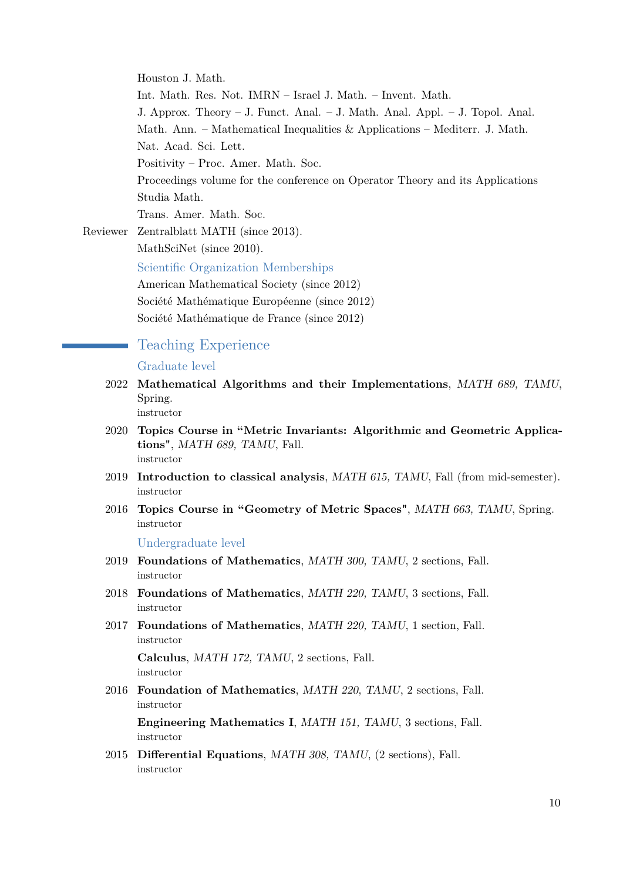Houston J. Math.

Int. Math. Res. Not. IMRN – Israel J. Math. – Invent. Math.

J. Approx. Theory – J. Funct. Anal. – J. Math. Anal. Appl. – J. Topol. Anal.

Math. Ann. – Mathematical Inequalities & Applications – Mediterr. J. Math.

Nat. Acad. Sci. Lett.

Positivity – Proc. Amer. Math. Soc.

Proceedings volume for the conference on Operator Theory and its Applications

Studia Math.

Trans. Amer. Math. Soc.

Reviewer Zentralblatt MATH (since 2013).

MathSciNet (since 2010).

### Scientific Organization Memberships

American Mathematical Society (since 2012)

Société Mathématique Européenne (since 2012)

Société Mathématique de France (since 2012)

## Teaching Experience

### Graduate level

2022 **Mathematical Algorithms and their Implementations**, *MATH 689, TAMU*, Spring.
instructor

2020 **Topics Course in "Metric Invariants: Algorithmic and Geometric Applications"**, *MATH 689, TAMU*, Fall.
instructor

2019 **Introduction to classical analysis**, *MATH 615, TAMU*, Fall (from mid-semester).
instructor

2016 **Topics Course in "Geometry of Metric Spaces"**, *MATH 663, TAMU*, Spring.
instructor

### Undergraduate level

2019 **Foundations of Mathematics**, *MATH 300, TAMU*, 2 sections, Fall.
instructor

2018 **Foundations of Mathematics**, *MATH 220, TAMU*, 3 sections, Fall.
instructor

2017 **Foundations of Mathematics**, *MATH 220, TAMU*, 1 section, Fall.
instructor

**Calculus**, *MATH 172, TAMU*, 2 sections, Fall.
instructor

2016 **Foundation of Mathematics**, *MATH 220, TAMU*, 2 sections, Fall.
instructor

**Engineering Mathematics I**, *MATH 151, TAMU*, 3 sections, Fall.
instructor

2015 **Differential Equations**, *MATH 308, TAMU*, (2 sections), Fall.
instructor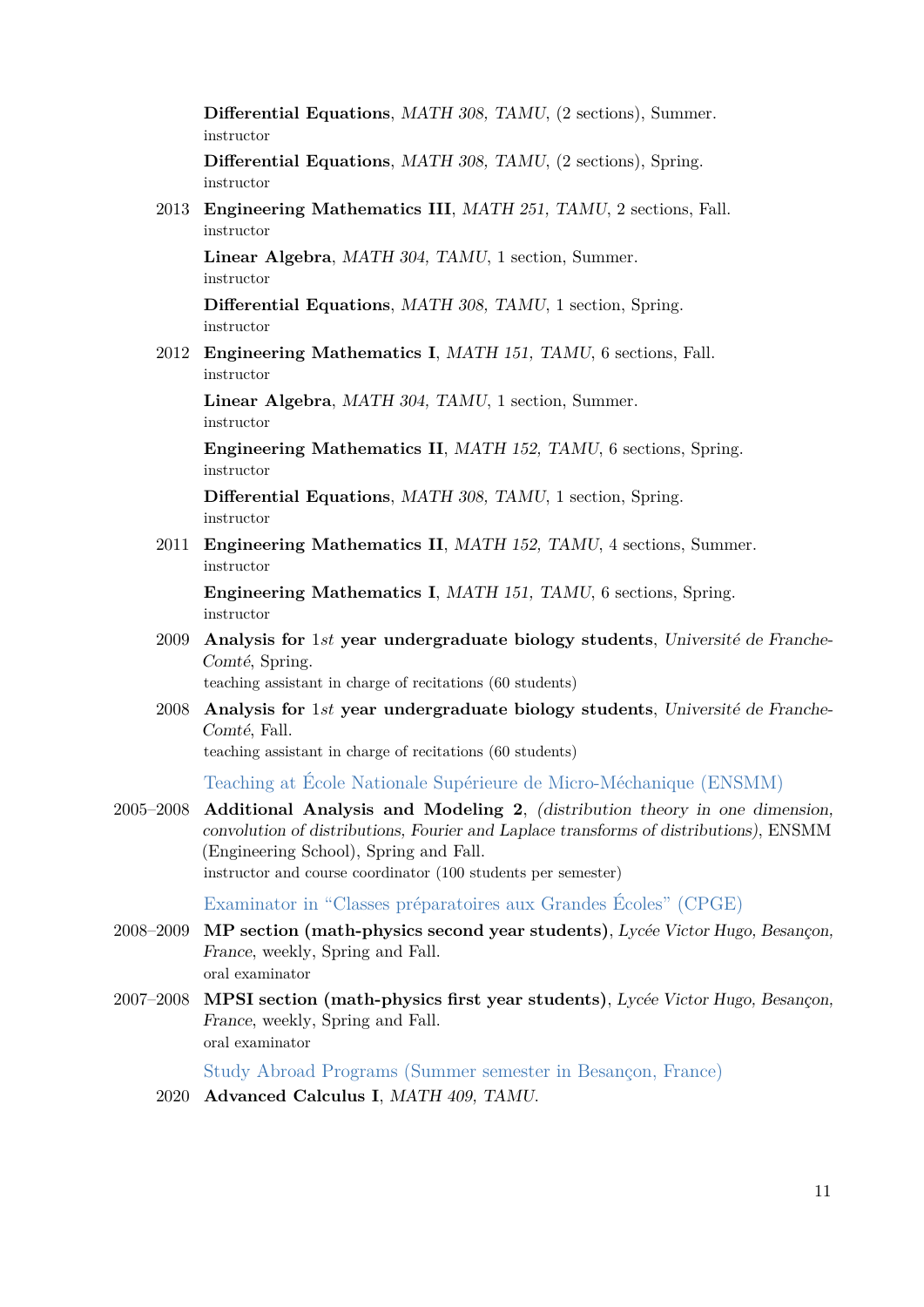**Differential Equations**, *MATH 308, TAMU*, (2 sections), Summer.
instructor

**Differential Equations**, *MATH 308, TAMU*, (2 sections), Spring.
instructor

2013 **Engineering Mathematics III**, *MATH 251, TAMU*, 2 sections, Fall.
instructor

**Linear Algebra**, *MATH 304, TAMU*, 1 section, Summer.
instructor

**Differential Equations**, *MATH 308, TAMU*, 1 section, Spring.
instructor

2012 **Engineering Mathematics I**, *MATH 151, TAMU*, 6 sections, Fall.
instructor

**Linear Algebra**, *MATH 304, TAMU*, 1 section, Summer.
instructor

**Engineering Mathematics II**, *MATH 152, TAMU*, 6 sections, Spring.
instructor

**Differential Equations**, *MATH 308, TAMU*, 1 section, Spring.
instructor

2011 **Engineering Mathematics II**, *MATH 152, TAMU*, 4 sections, Summer.
instructor

**Engineering Mathematics I**, *MATH 151, TAMU*, 6 sections, Spring.
instructor

2009 **Analysis for 1*st* year undergraduate biology students**, *Université de Franche-Comté*, Spring.
teaching assistant in charge of recitations (60 students)

2008 **Analysis for 1*st* year undergraduate biology students**, *Université de Franche-Comté*, Fall.
teaching assistant in charge of recitations (60 students)

### Teaching at École Nationale Supérieure de Micro-Méchanique (ENSMM)

2005–2008 **Additional Analysis and Modeling 2**, *(distribution theory in one dimension, convolution of distributions, Fourier and Laplace transforms of distributions)*, ENSMM (Engineering School), Spring and Fall.
instructor and course coordinator (100 students per semester)

### Examinator in "Classes préparatoires aux Grandes Écoles" (CPGE)

2008–2009 **MP section (math-physics second year students)**, *Lycée Victor Hugo, Besançon, France*, weekly, Spring and Fall.
oral examinator

2007–2008 **MPSI section (math-physics first year students)**, *Lycée Victor Hugo, Besançon, France*, weekly, Spring and Fall.
oral examinator

### Study Abroad Programs (Summer semester in Besançon, France)

2020 **Advanced Calculus I**, *MATH 409, TAMU*.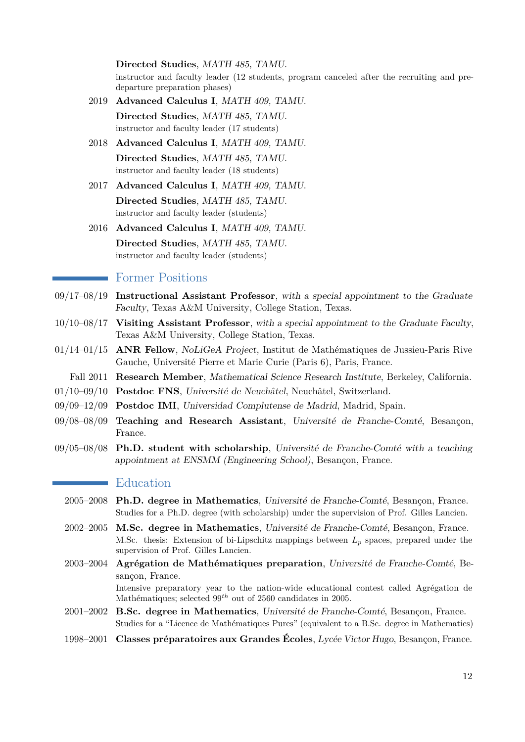**Directed Studies**, *MATH 485, TAMU.*
instructor and faculty leader (12 students, program canceled after the recruiting and pre-departure preparation phases)

2019 **Advanced Calculus I**, *MATH 409, TAMU.*

**Directed Studies**, *MATH 485, TAMU.*
instructor and faculty leader (17 students)

2018 **Advanced Calculus I**, *MATH 409, TAMU.*

**Directed Studies**, *MATH 485, TAMU.*
instructor and faculty leader (18 students)

2017 **Advanced Calculus I**, *MATH 409, TAMU.*

**Directed Studies**, *MATH 485, TAMU.*
instructor and faculty leader (students)

2016 **Advanced Calculus I**, *MATH 409, TAMU.*

**Directed Studies**, *MATH 485, TAMU.*
instructor and faculty leader (students)

## Former Positions

09/17–08/19 **Instructional Assistant Professor**, *with a special appointment to the Graduate Faculty*, Texas A&M University, College Station, Texas.

10/10–08/17 **Visiting Assistant Professor**, *with a special appointment to the Graduate Faculty*, Texas A&M University, College Station, Texas.

01/14–01/15 **ANR Fellow**, *NoLiGeA Project*, Institut de Mathématiques de Jussieu-Paris Rive Gauche, Université Pierre et Marie Curie (Paris 6), Paris, France.

Fall 2011 **Research Member**, *Mathematical Science Research Institute*, Berkeley, California.

01/10–09/10 **Postdoc FNS**, *Université de Neuchâtel*, Neuchâtel, Switzerland.

09/09–12/09 **Postdoc IMI**, *Universidad Complutense de Madrid*, Madrid, Spain.

09/08–08/09 **Teaching and Research Assistant**, *Université de Franche-Comté*, Besançon, France.

09/05–08/08 **Ph.D. student with scholarship**, *Université de Franche-Comté with a teaching appointment at ENSMM (Engineering School)*, Besançon, France.

## Education

2005–2008 **Ph.D. degree in Mathematics**, *Université de Franche-Comté*, Besançon, France.
Studies for a Ph.D. degree (with scholarship) under the supervision of Prof. Gilles Lancien.

2002–2005 **M.Sc. degree in Mathematics**, *Université de Franche-Comté*, Besançon, France.
M.Sc. thesis: Extension of bi-Lipschitz mappings between $L_p$ spaces, prepared under the supervision of Prof. Gilles Lancien.

2003–2004 **Agrégation de Mathématiques preparation**, *Université de Franche-Comté*, Besançon, France.
Intensive preparatory year to the nation-wide educational contest called Agrégation de Mathématiques; selected $99^{th}$ out of 2560 candidates in 2005.

2001–2002 **B.Sc. degree in Mathematics**, *Université de Franche-Comté*, Besançon, France.
Studies for a "Licence de Mathématiques Pures" (equivalent to a B.Sc. degree in Mathematics)

1998–2001 **Classes préparatoires aux Grandes Écoles**, *Lycée Victor Hugo*, Besançon, France.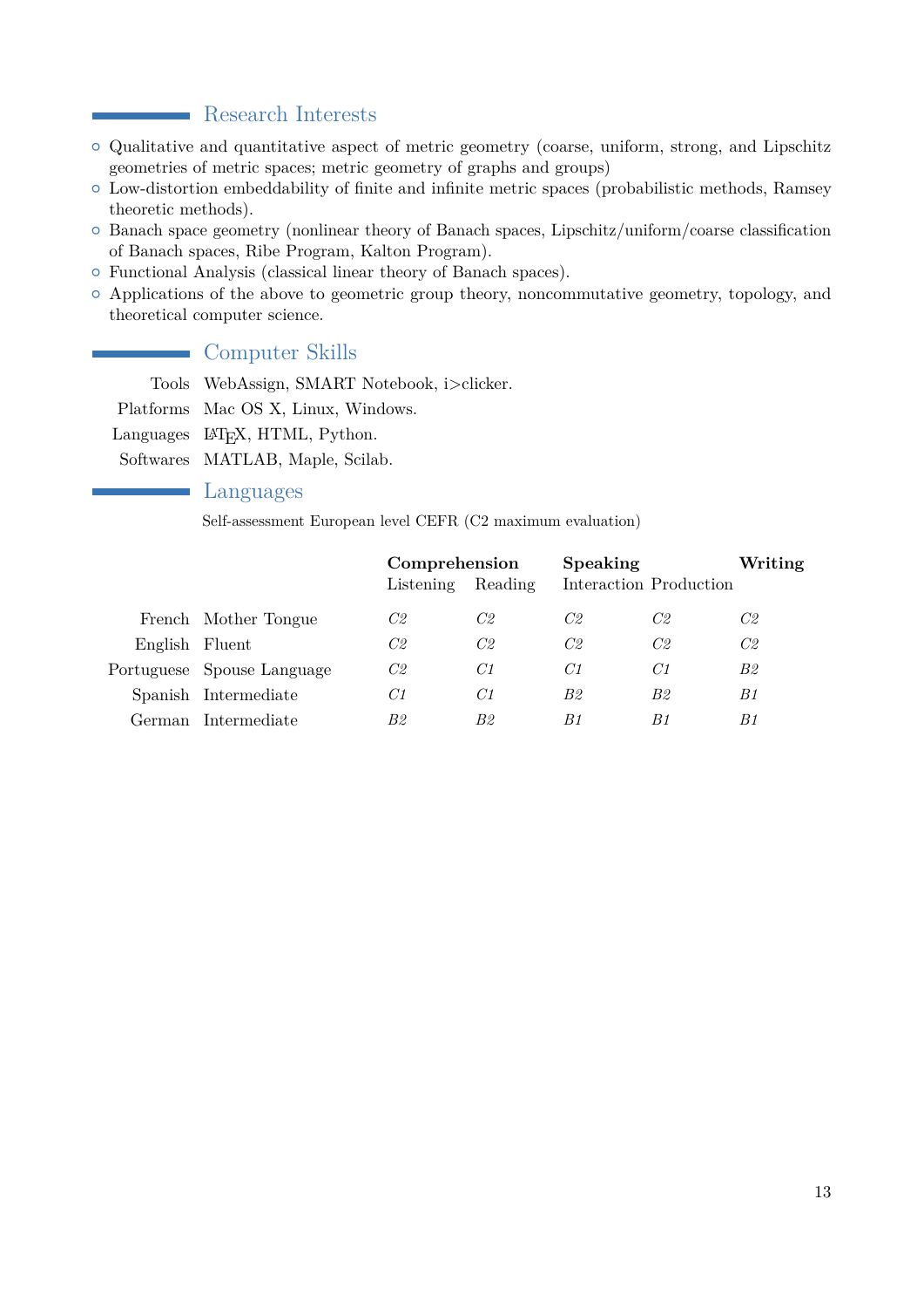## Research Interests

- Qualitative and quantitative aspect of metric geometry (coarse, uniform, strong, and Lipschitz geometries of metric spaces; metric geometry of graphs and groups)
- Low-distortion embeddability of finite and infinite metric spaces (probabilistic methods, Ramsey theoretic methods).
- Banach space geometry (nonlinear theory of Banach spaces, Lipschitz/uniform/coarse classification of Banach spaces, Ribe Program, Kalton Program).
- Functional Analysis (classical linear theory of Banach spaces).
- Applications of the above to geometric group theory, noncommutative geometry, topology, and theoretical computer science.

## Computer Skills

| | |
|---|---|
| Tools | WebAssign, SMART Notebook, i>clicker. |
| Platforms | Mac OS X, Linux, Windows. |
| Languages | LaTeX, HTML, Python. |
| Softwares | MATLAB, Maple, Scilab. |

## Languages

Self-assessment European level CEFR (C2 maximum evaluation)

| | | **Comprehension** | | **Speaking** | | **Writing** |
|---|---|---|---|---|---|---|
| | | Listening | Reading | Interaction | Production | |
| French | Mother Tongue | *C2* | *C2* | *C2* | *C2* | *C2* |
| English | Fluent | *C2* | *C2* | *C2* | *C2* | *C2* |
| Portuguese | Spouse Language | *C2* | *C1* | *C1* | *C1* | *B2* |
| Spanish | Intermediate | *C1* | *C1* | *B2* | *B2* | *B1* |
| German | Intermediate | *B2* | *B2* | *B1* | *B1* | *B1* |